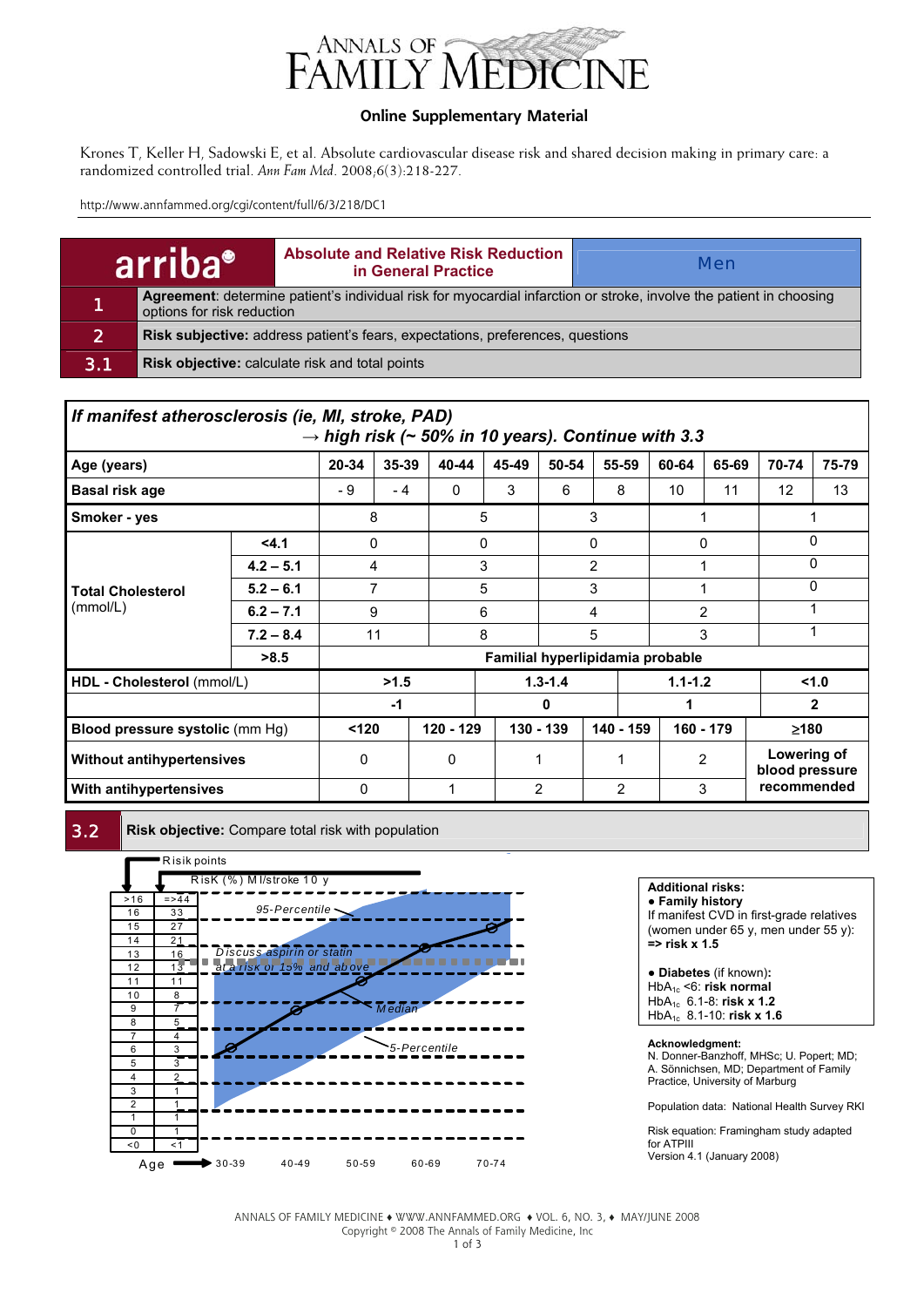# ANNALS OF FAMILY MEDICINE

**Online Supplementary Material**

Krones T, Keller H, Sadowski E, et al. Absolute cardiovascular disease risk and shared decision making in primary care: a randomized controlled trial. *Ann Fam Med*. 2008;6(3):218-227.

http://www.annfammed.org/cgi/content/full/6/3/218/DC1

| arriba® | Absolute and Relative Risk Reduction in General Practice | Men |
|---|---|---|
| 1 | **Agreement**: determine patient's individual risk for myocardial infarction or stroke, involve the patient in choosing options for risk reduction | |
| 2 | **Risk subjective:** address patient's fears, expectations, preferences, questions | |
| 3.1 | **Risk objective:** calculate risk and total points | |

***If manifest atherosclerosis (ie, MI, stroke, PAD) → high risk (~ 50% in 10 years). Continue with 3.3***

| **Age (years)** | | **20-34** | **35-39** | **40-44** | **45-49** | **50-54** | **55-59** | **60-64** | **65-69** | **70-74** | **75-79** |
|---|---|---|---|---|---|---|---|---|---|---|---|
| **Basal risk age** | | - 9 | - 4 | 0 | 3 | 6 | 8 | 10 | 11 | 12 | 13 |
| **Smoker - yes** | | 8 | | 5 | | 3 | | 1 | | 1 | |
| **Total Cholesterol** (mmol/L) | **<4.1** | 0 | | 0 | | 0 | | 0 | | 0 | |
| | **4.2 – 5.1** | 4 | | 3 | | 2 | | 1 | | 0 | |
| | **5.2 – 6.1** | 7 | | 5 | | 3 | | 1 | | 0 | |
| | **6.2 – 7.1** | 9 | | 6 | | 4 | | 2 | | 1 | |
| | **7.2 – 8.4** | 11 | | 8 | | 5 | | 3 | | 1 | |
| | **>8.5** | **Familial hyperlipidamia probable** | | | | | | | | | |

| **HDL - Cholesterol** (mmol/L) | **>1.5** | **1.3-1.4** | **1.1-1.2** | **<1.0** |
|---|---|---|---|---|
| | **-1** | **0** | **1** | **2** |

| **Blood pressure systolic** (mm Hg) | **<120** | **120 - 129** | **130 - 139** | **140 - 159** | **160 - 179** | **≥180** |
|---|---|---|---|---|---|---|
| **Without antihypertensives** | 0 | 0 | 1 | 1 | 2 | **Lowering of blood pressure recommended** |
| **With antihypertensives** | 0 | 1 | 2 | 2 | 3 | |

## 3.2 Risk objective: Compare total risk with population

| Risk points | Risk (%) MI/stroke 10 y |
|---|---|
| >16 | =>44 |
| 16 | 33 |
| 15 | 27 |
| 14 | 21 |
| 13 | 16 |
| 12 | 13 |
| 11 | 11 |
| 10 | 8 |
| 9 | 7 |
| 8 | 5 |
| 7 | 4 |
| 6 | 3 |
| 5 | 3 |
| 4 | 2 |
| 3 | 1 |
| 2 | 1 |
| 1 | 1 |
| 0 | 1 |
| <0 | <1 |

Chart labels: 95-Percentile; Discuss aspirin or statin at a risk of 15% and above; Median; 5-Percentile; Age: 30-39, 40-49, 50-59, 60-69, 70-74

**Additional risks:**
- **Family history**
If manifest CVD in first-grade relatives (women under 65 y, men under 55 y): **=> risk x 1.5**

- **Diabetes** (if known):
$HbA_{1c}$ <6: **risk normal**
$HbA_{1c}$ 6.1-8: **risk x 1.2**
$HbA_{1c}$ 8.1-10: **risk x 1.6**

**Acknowledgment:**
N. Donner-Banzhoff, MHSc; U. Popert; MD; A. Sönnichsen, MD; Department of Family Practice, University of Marburg

Population data: National Health Survey RKI

Risk equation: Framingham study adapted for ATPIII
Version 4.1 (January 2008)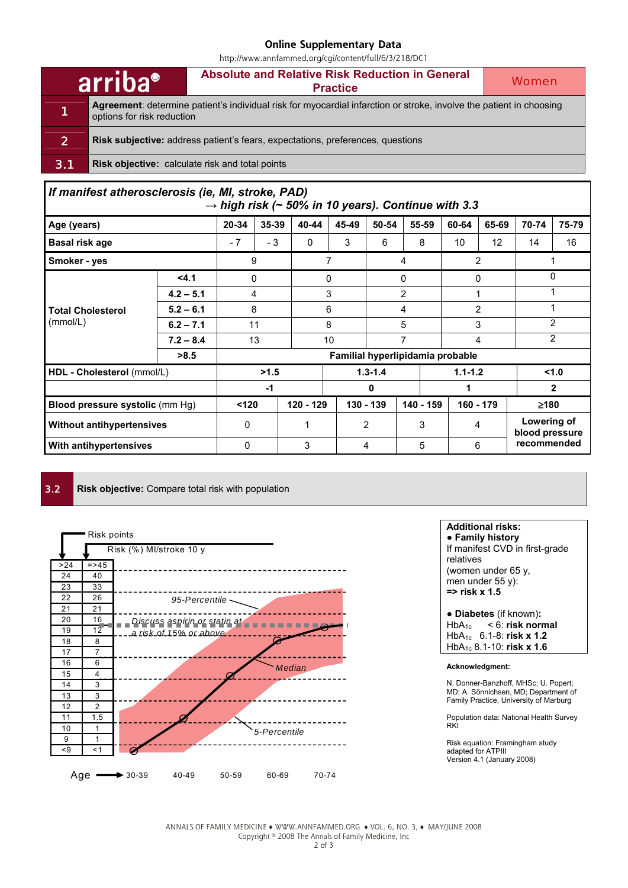Online Supplementary Data

http://www.annfammed.org/cgi/content/full/6/3/218/DC1

# arriba — Absolute and Relative Risk Reduction in General Practice — Women

**1** **Agreement**: determine patient's individual risk for myocardial infarction or stroke, involve the patient in choosing options for risk reduction

**2** **Risk subjective:** address patient's fears, expectations, preferences, questions

**3.1** **Risk objective:** calculate risk and total points

***If manifest atherosclerosis (ie, MI, stroke, PAD)***
***→ high risk (~ 50% in 10 years). Continue with 3.3***

| Age (years) | | 20-34 | 35-39 | 40-44 | 45-49 | 50-54 | 55-59 | 60-64 | 65-69 | 70-74 | 75-79 |
|---|---|---|---|---|---|---|---|---|---|---|---|
| **Basal risk age** | | - 7 | - 3 | 0 | 3 | 6 | 8 | 10 | 12 | 14 | 16 |
| **Smoker - yes** | | 9 | | 7 | | 4 | | 2 | | 1 | |
| **Total Cholesterol** (mmol/L) | **<4.1** | 0 | | 0 | | 0 | | 0 | | 0 | |
| | **4.2 – 5.1** | 4 | | 3 | | 2 | | 1 | | 1 | |
| | **5.2 – 6.1** | 8 | | 6 | | 4 | | 2 | | 1 | |
| | **6.2 – 7.1** | 11 | | 8 | | 5 | | 3 | | 2 | |
| | **7.2 – 8.4** | 13 | | 10 | | 7 | | 4 | | 2 | |
| | **>8.5** | **Familial hyperlipidamia probable** | | | | | | | | | |

| **HDL - Cholesterol** (mmol/L) | **>1.5** | **1.3-1.4** | **1.1-1.2** | **<1.0** |
|---|---|---|---|---|
| | **-1** | **0** | **1** | **2** |

| **Blood pressure systolic** (mm Hg) | **<120** | **120 - 129** | **130 - 139** | **140 - 159** | **160 - 179** | **≥180** |
|---|---|---|---|---|---|---|
| **Without antihypertensives** | 0 | 1 | 2 | 3 | 4 | **Lowering of blood pressure recommended** |
| **With antihypertensives** | 0 | 3 | 4 | 5 | 6 | |

**3.2** **Risk objective:** Compare total risk with population

| Risk points | Risk (%) MI/stroke 10 y |
|---|---|
| >24 | =>45 |
| 24 | 40 |
| 23 | 33 |
| 22 | 26 |
| 21 | 21 |
| 20 | 16 |
| 19 | 12 |
| 18 | 8 |
| 17 | 7 |
| 16 | 6 |
| 15 | 4 |
| 14 | 3 |
| 13 | 3 |
| 12 | 2 |
| 11 | 1.5 |
| 10 | 1 |
| 9 | 1 |
| <9 | <1 |

95-Percentile

Discuss aspirin or statin at a risk of 15% or above

Median

5-Percentile

Age → 30-39 40-49 50-59 60-69 70-74

**Additional risks:**

- **Family history**
  If manifest CVD in first-grade relatives
  (women under 65 y, men under 55 y):
  **=> risk x 1.5**

- **Diabetes** (if known):
  $HbA_{1c}$ < 6: **risk normal**
  $HbA_{1c}$ 6.1-8: **risk x 1.2**
  $HbA_{1c}$ 8.1-10: **risk x 1.6**

**Acknowledgment:**

N. Donner-Banzhoff, MHSc; U. Popert; MD; A. Sönnichsen, MD; Department of Family Practice, University of Marburg

Population data: National Health Survey RKI

Risk equation: Framingham study adapted for ATPIII
Version 4.1 (January 2008)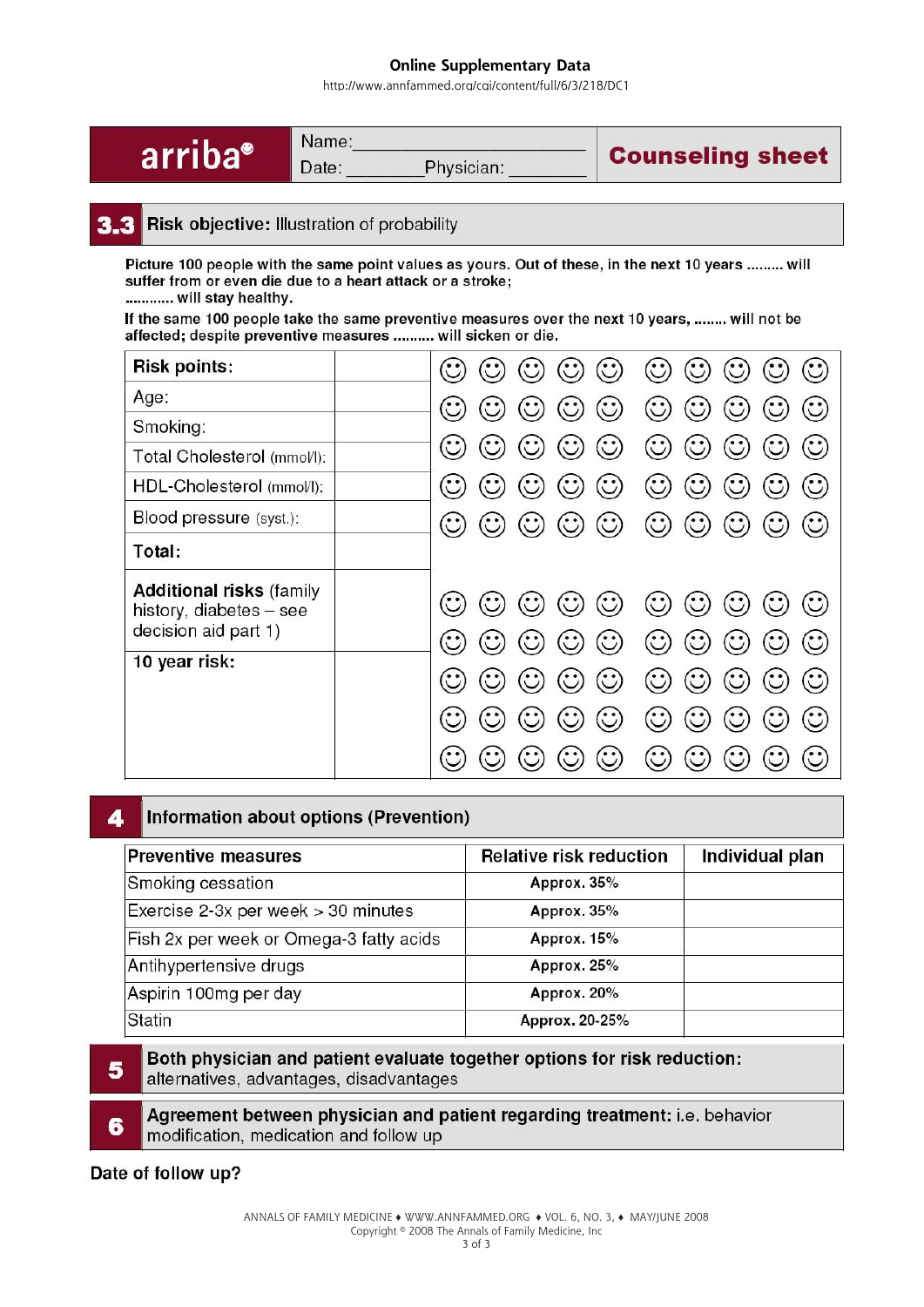Online Supplementary Data

http://www.annfammed.org/cgi/content/full/6/3/218/DC1

| arriba® | Name:\_\_\_\_\_\_\_\_\_\_\_\_\_\_\_\_\_\_\_\_ Date: \_\_\_\_\_\_\_\_ Physician: \_\_\_\_\_\_\_\_ | Counseling sheet |
|---|---|---|

## 3.3 Risk objective: Illustration of probability

**Picture 100 people with the same point values as yours. Out of these, in the next 10 years ......... will suffer from or even die due to a heart attack or a stroke; ........... will stay healthy.**

**If the same 100 people take the same preventive measures over the next 10 years, ........ will not be affected; despite preventive measures .......... will sicken or die.**

| | |
|---|---|
| **Risk points:** | |
| Age: | |
| Smoking: | |
| Total Cholesterol (mmol/l): | |
| HDL-Cholesterol (mmol/l): | |
| Blood pressure (syst.): | |
| **Total:** | |
| **Additional risks** (family history, diabetes – see decision aid part 1) | |
| **10 year risk:** | |

## 4 Information about options (Prevention)

| Preventive measures | Relative risk reduction | Individual plan |
|---|---|---|
| Smoking cessation | Approx. 35% | |
| Exercise 2-3x per week > 30 minutes | Approx. 35% | |
| Fish 2x per week or Omega-3 fatty acids | Approx. 15% | |
| Antihypertensive drugs | Approx. 25% | |
| Aspirin 100mg per day | Approx. 20% | |
| Statin | Approx. 20-25% | |

## 5 Both physician and patient evaluate together options for risk reduction:

alternatives, advantages, disadvantages

## 6 Agreement between physician and patient regarding treatment:

i.e. behavior modification, medication and follow up

**Date of follow up?**